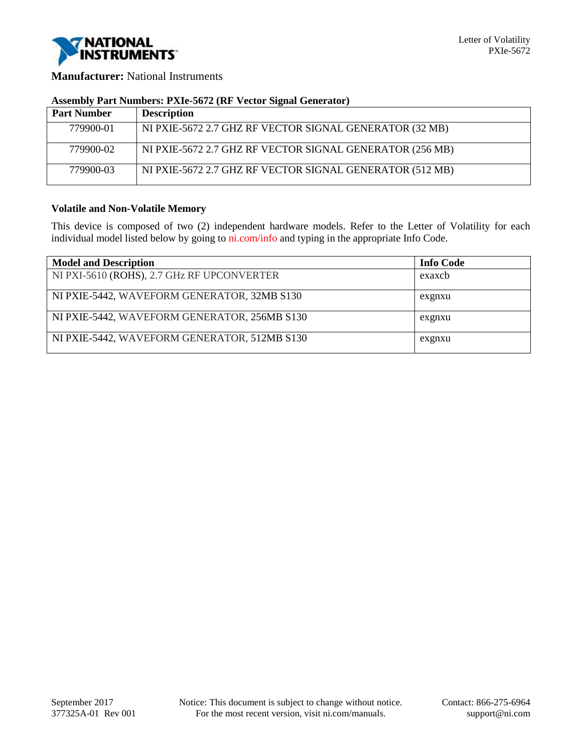**Manufacturer:** National Instruments

**Assembly Part Numbers: PXIe-5672 (RF Vector Signal Generator)**

| Part Number | Description |
|---|---|
| 779900-01 | NI PXIE-5672 2.7 GHZ RF VECTOR SIGNAL GENERATOR (32 MB) |
| 779900-02 | NI PXIE-5672 2.7 GHZ RF VECTOR SIGNAL GENERATOR (256 MB) |
| 779900-03 | NI PXIE-5672 2.7 GHZ RF VECTOR SIGNAL GENERATOR (512 MB) |

**Volatile and Non-Volatile Memory**

This device is composed of two (2) independent hardware models. Refer to the Letter of Volatility for each individual model listed below by going to ni.com/info and typing in the appropriate Info Code.

| Model and Description | Info Code |
|---|---|
| NI PXI-5610 (ROHS), 2.7 GHz RF UPCONVERTER | exaxcb |
| NI PXIE-5442, WAVEFORM GENERATOR, 32MB S130 | exgnxu |
| NI PXIE-5442, WAVEFORM GENERATOR, 256MB S130 | exgnxu |
| NI PXIE-5442, WAVEFORM GENERATOR, 512MB S130 | exgnxu |

September 2017
377325A-01 Rev 001

Notice: This document is subject to change without notice.
For the most recent version, visit ni.com/manuals.

Contact: 866-275-6964
support@ni.com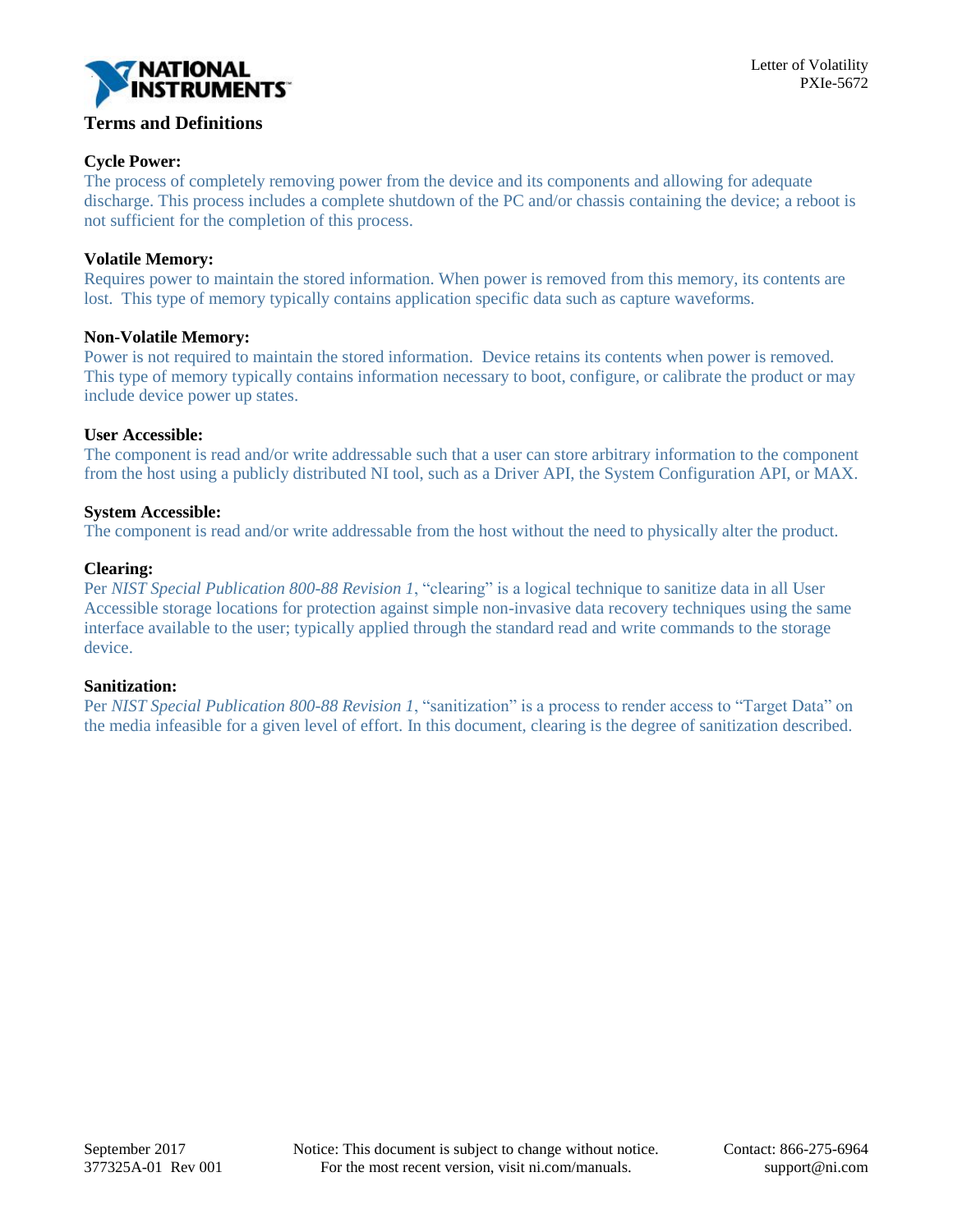## Terms and Definitions

**Cycle Power:**
The process of completely removing power from the device and its components and allowing for adequate discharge. This process includes a complete shutdown of the PC and/or chassis containing the device; a reboot is not sufficient for the completion of this process.

**Volatile Memory:**
Requires power to maintain the stored information. When power is removed from this memory, its contents are lost. This type of memory typically contains application specific data such as capture waveforms.

**Non-Volatile Memory:**
Power is not required to maintain the stored information. Device retains its contents when power is removed. This type of memory typically contains information necessary to boot, configure, or calibrate the product or may include device power up states.

**User Accessible:**
The component is read and/or write addressable such that a user can store arbitrary information to the component from the host using a publicly distributed NI tool, such as a Driver API, the System Configuration API, or MAX.

**System Accessible:**
The component is read and/or write addressable from the host without the need to physically alter the product.

**Clearing:**
Per *NIST Special Publication 800-88 Revision 1*, "clearing" is a logical technique to sanitize data in all User Accessible storage locations for protection against simple non-invasive data recovery techniques using the same interface available to the user; typically applied through the standard read and write commands to the storage device.

**Sanitization:**
Per *NIST Special Publication 800-88 Revision 1*, "sanitization" is a process to render access to "Target Data" on the media infeasible for a given level of effort. In this document, clearing is the degree of sanitization described.